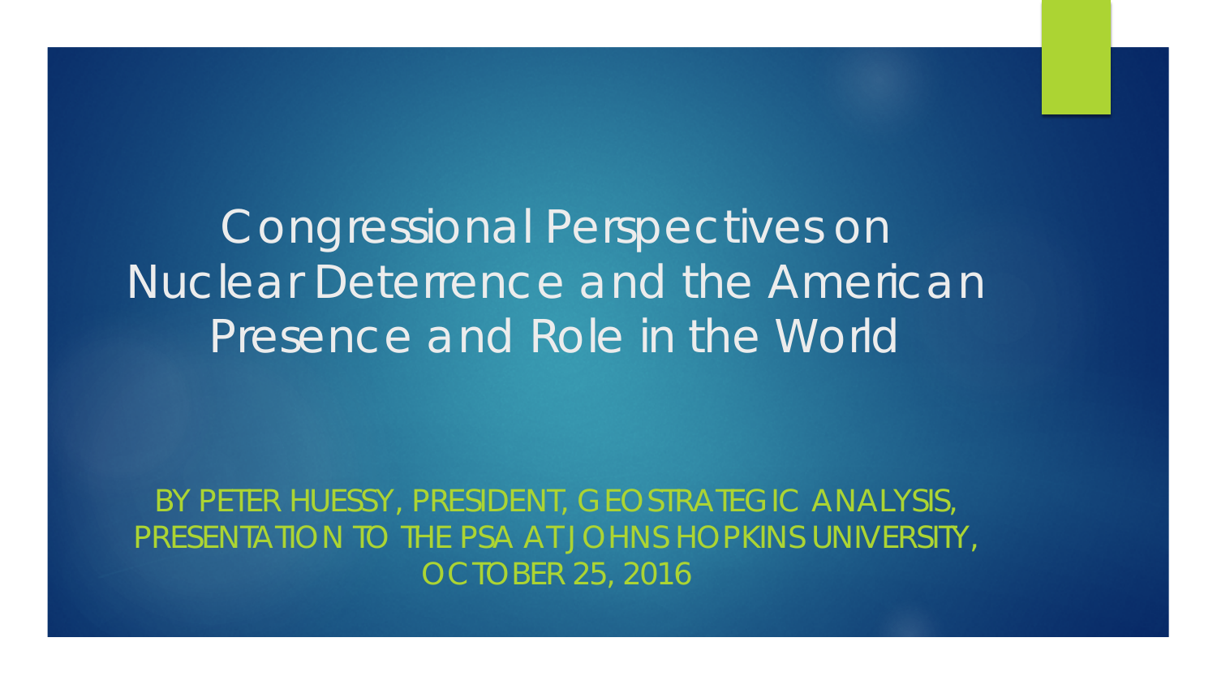# Congressional Perspectives on Nuclear Deterrence and the American Presence and Role in the World

BY PETER HUESSY, PRESIDENT, GEOSTRATEGIC ANALYSIS, PRESENTATION TO THE PSA AT JOHNS HOPKINS UNIVERSITY, OCTOBER 25, 2016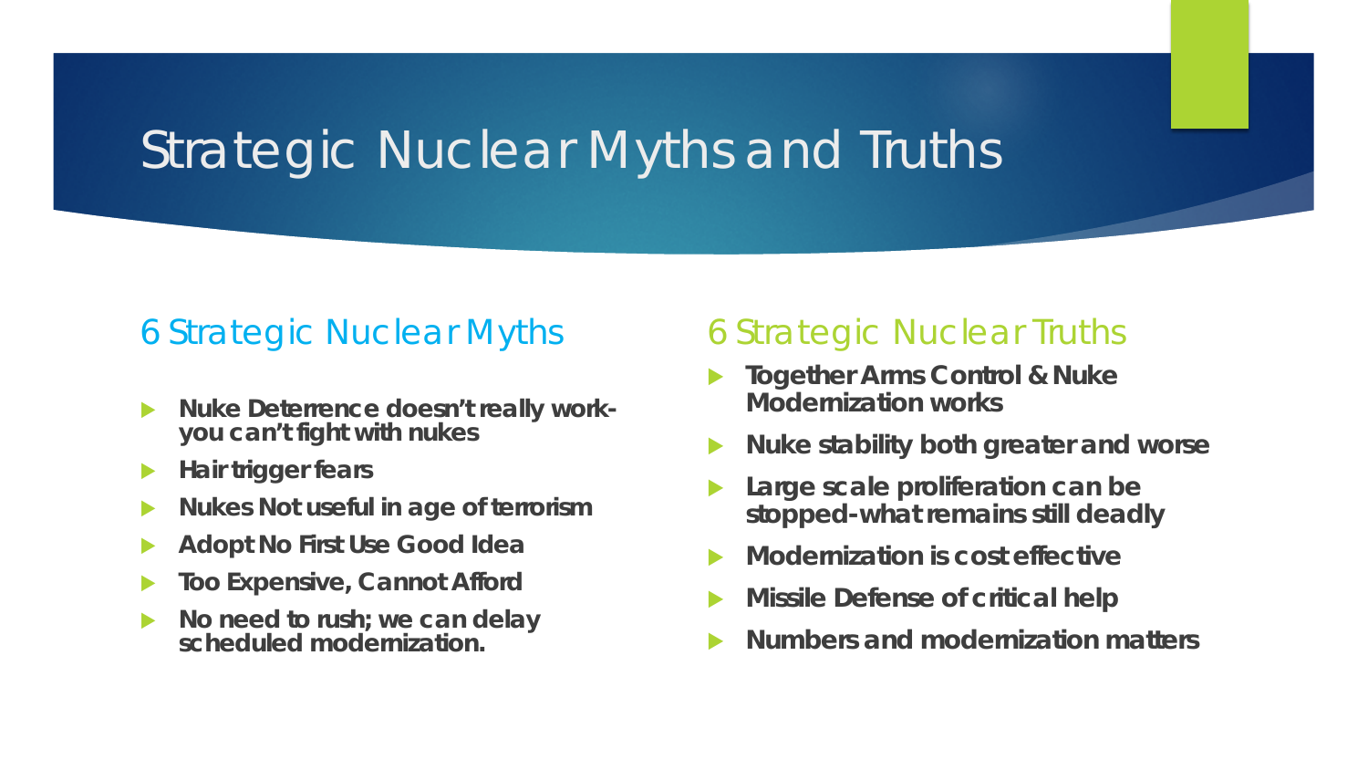# Strategic Nuclear Myths and Truths

## 6 Strategic Nuclear Myths

- **Nuke Deterrence doesn't really work-you can't fight with nukes**
- **Hair trigger fears**
- **Nukes Not useful in age of terrorism**
- **Adopt No First Use Good Idea**
- **Too Expensive, Cannot Afford**
- **No need to rush; we can delay scheduled modernization.**

## 6 Strategic Nuclear Truths

- **Together Arms Control & Nuke Modernization works**
- **Nuke stability both greater and worse**
- **Large scale proliferation can be stopped-what remains still deadly**
- **Modernization is cost effective**
- **Missile Defense of critical help**
- **Numbers and modernization matters**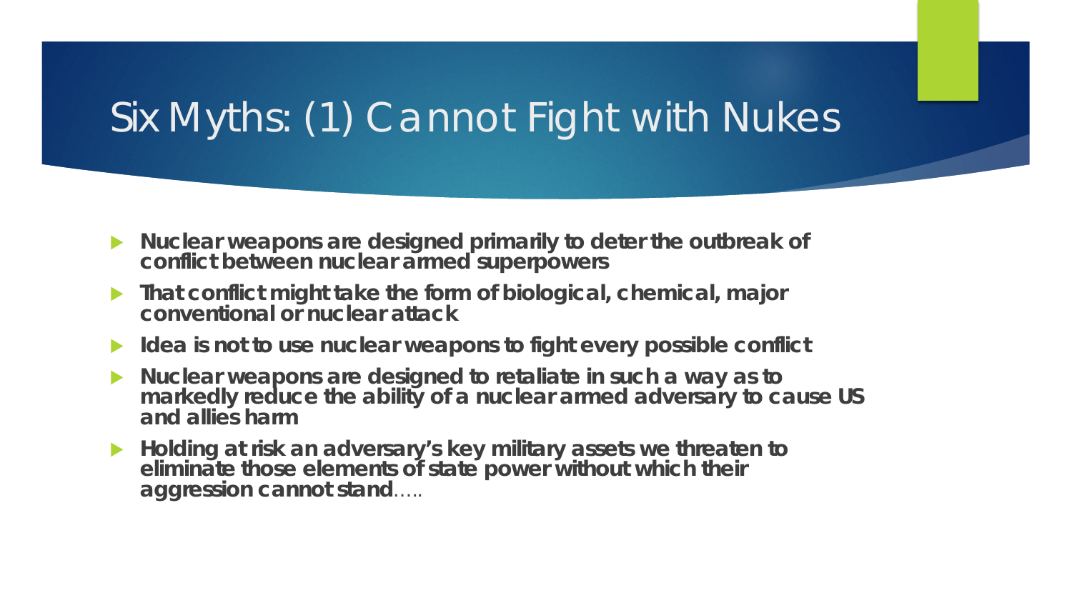# Six Myths: (1) Cannot Fight with Nukes

- **Nuclear weapons are designed primarily to deter the outbreak of conflict between nuclear armed superpowers**
- **That conflict might take the form of biological, chemical, major conventional or nuclear attack**
- **Idea is not to use nuclear weapons to fight every possible conflict**
- **Nuclear weapons are designed to retaliate in such a way as to markedly reduce the ability of a nuclear armed adversary to cause US and allies harm**
- **Holding at risk an adversary's key military assets we threaten to eliminate those elements of state power without which their aggression cannot stand**…..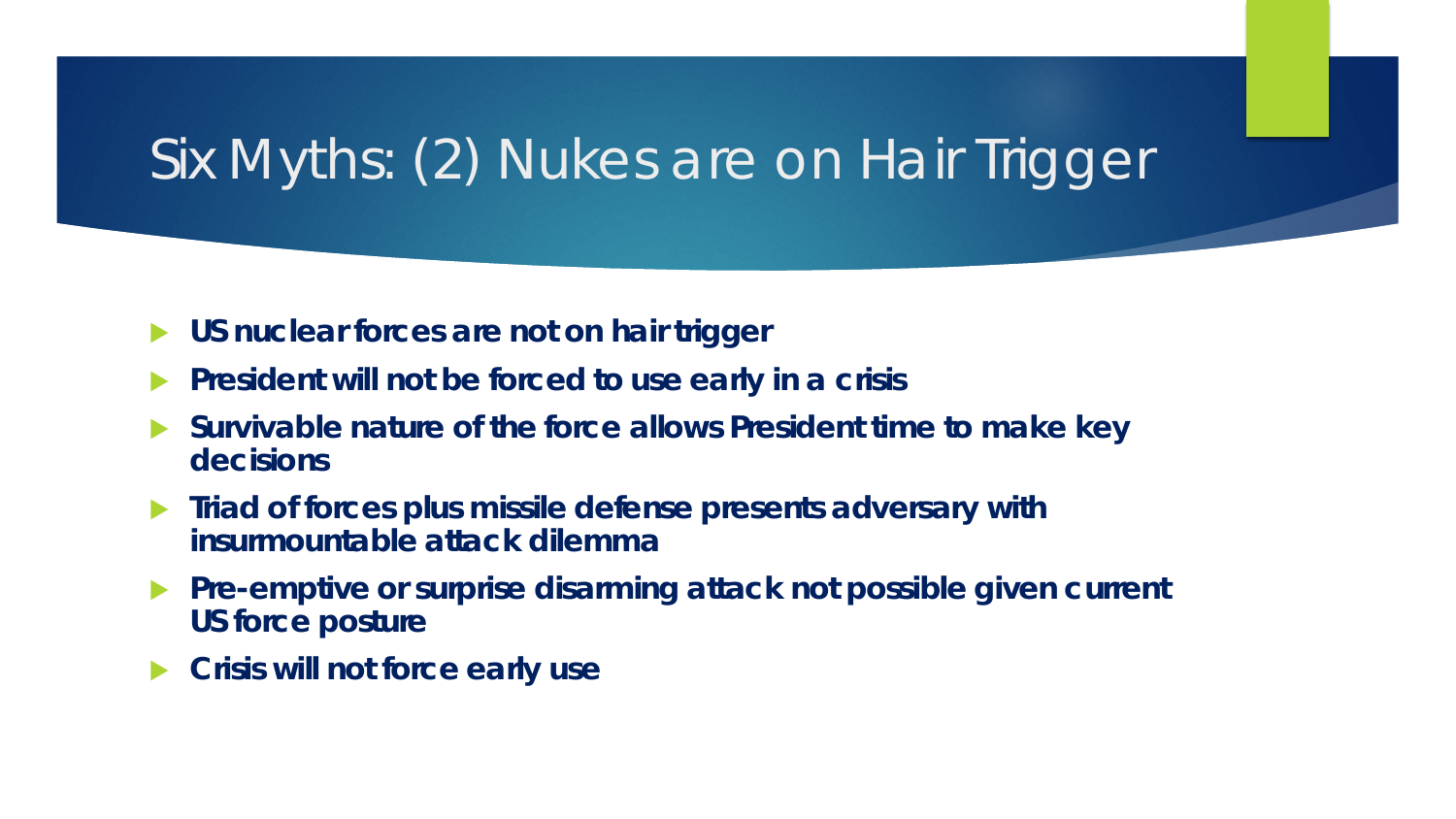# Six Myths: (2) Nukes are on Hair Trigger

- **US nuclear forces are not on hair trigger**
- **President will not be forced to use early in a crisis**
- **Survivable nature of the force allows President time to make key decisions**
- **Triad of forces plus missile defense presents adversary with insurmountable attack dilemma**
- **Pre-emptive or surprise disarming attack not possible given current US force posture**
- **Crisis will not force early use**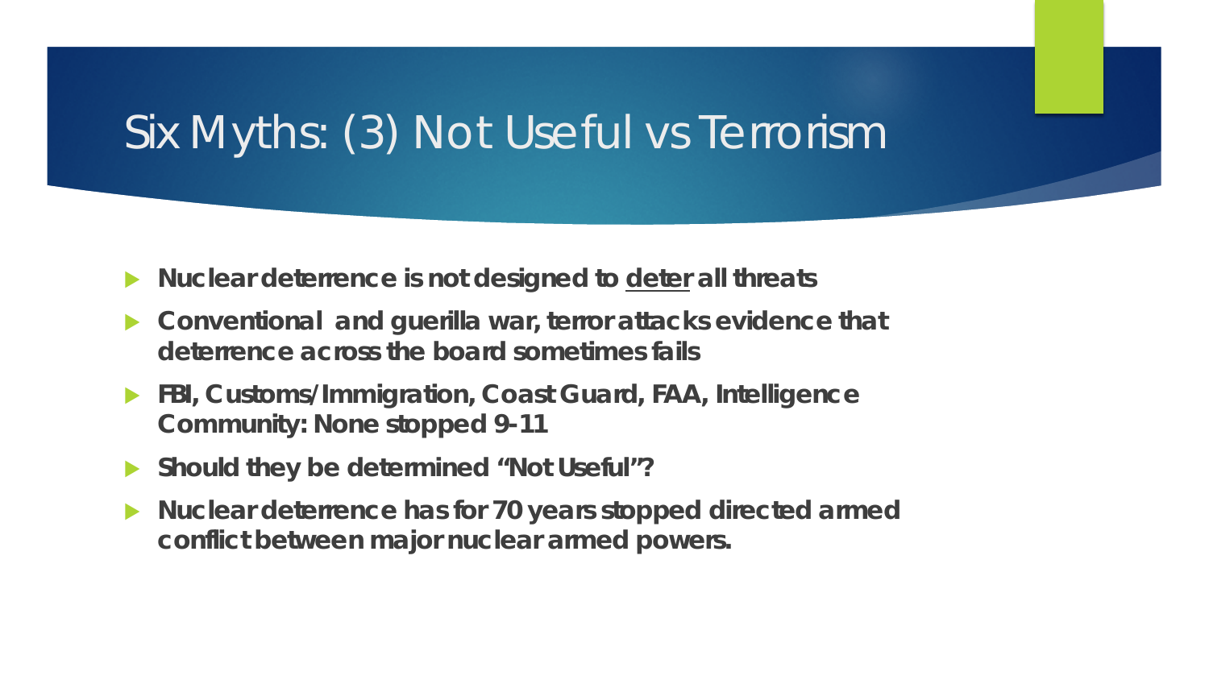# Six Myths: (3) Not Useful vs Terrorism

- **Nuclear deterrence is not designed to <u>deter</u> all threats**
- **Conventional and guerilla war, terror attacks evidence that deterrence across the board sometimes fails**
- **FBI, Customs/Immigration, Coast Guard, FAA, Intelligence Community: None stopped 9-11**
- **Should they be determined "Not Useful"?**
- **Nuclear deterrence has for 70 years stopped directed armed conflict between major nuclear armed powers.**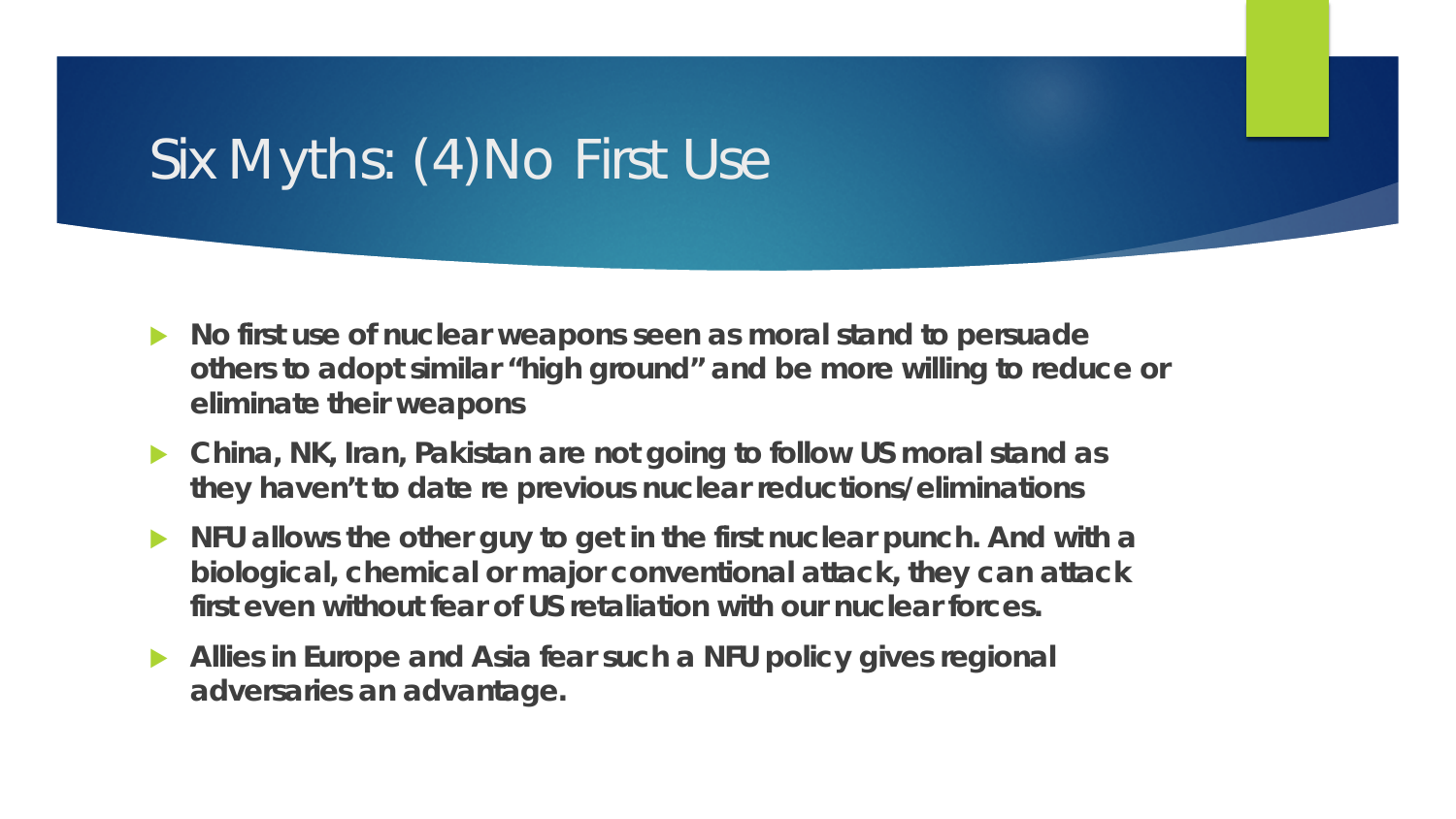# Six Myths: (4)No First Use

- **No first use of nuclear weapons seen as moral stand to persuade others to adopt similar "high ground" and be more willing to reduce or eliminate their weapons**
- **China, NK, Iran, Pakistan are not going to follow US moral stand as they haven't to date re previous nuclear reductions/eliminations**
- **NFU allows the other guy to get in the first nuclear punch. And with a biological, chemical or major conventional attack, they can attack first even without fear of US retaliation with our nuclear forces.**
- **Allies in Europe and Asia fear such a NFU policy gives regional adversaries an advantage.**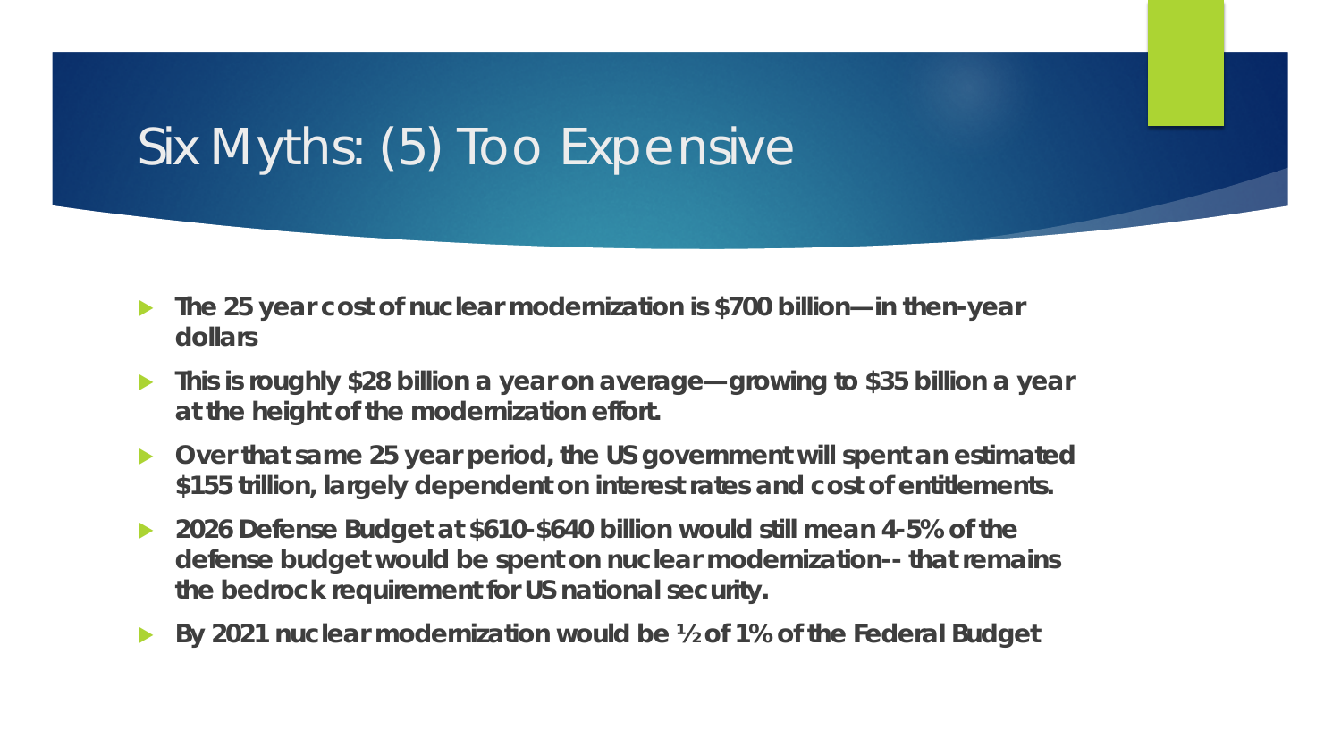# Six Myths: (5) Too Expensive

- **The 25 year cost of nuclear modernization is $700 billion—in then-year dollars**
- **This is roughly $28 billion a year on average—growing to $35 billion a year at the height of the modernization effort.**
- **Over that same 25 year period, the US government will spent an estimated $155 trillion, largely dependent on interest rates and cost of entitlements.**
- **2026 Defense Budget at $610-$640 billion would still mean 4-5% of the defense budget would be spent on nuclear modernization-- that remains the bedrock requirement for US national security.**
- **By 2021 nuclear modernization would be ½ of 1% of the Federal Budget**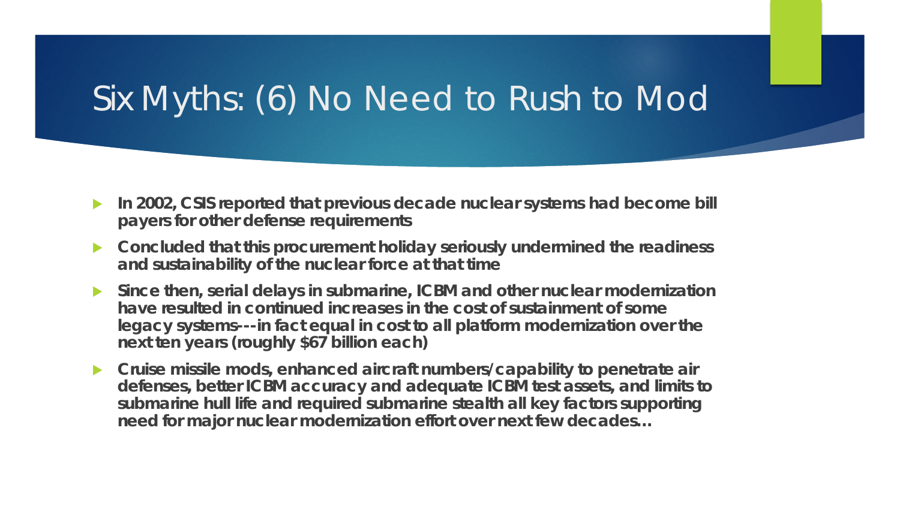# Six Myths: (6) No Need to Rush to Mod

- **In 2002, CSIS reported that previous decade nuclear systems had become bill payers for other defense requirements**
- **Concluded that this procurement holiday seriously undermined the readiness and sustainability of the nuclear force at that time**
- **Since then, serial delays in submarine, ICBM and other nuclear modernization have resulted in continued increases in the cost of sustainment of some legacy systems---in fact equal in cost to all platform modernization over the next ten years (roughly $67 billion each)**
- **Cruise missile mods, enhanced aircraft numbers/capability to penetrate air defenses, better ICBM accuracy and adequate ICBM test assets, and limits to submarine hull life and required submarine stealth all key factors supporting need for major nuclear modernization effort over next few decades…**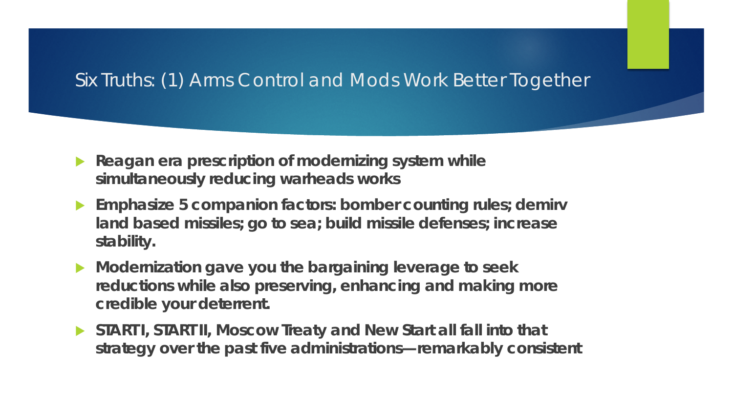# Six Truths: (1) Arms Control and Mods Work Better Together

- **Reagan era prescription of modernizing system while simultaneously reducing warheads works**
- **Emphasize 5 companion factors: bomber counting rules; demirv land based missiles; go to sea; build missile defenses; increase stability.**
- **Modernization gave you the bargaining leverage to seek reductions while also preserving, enhancing and making more credible your deterrent.**
- **START I, START II, Moscow Treaty and New Start all fall into that strategy over the past five administrations—remarkably consistent**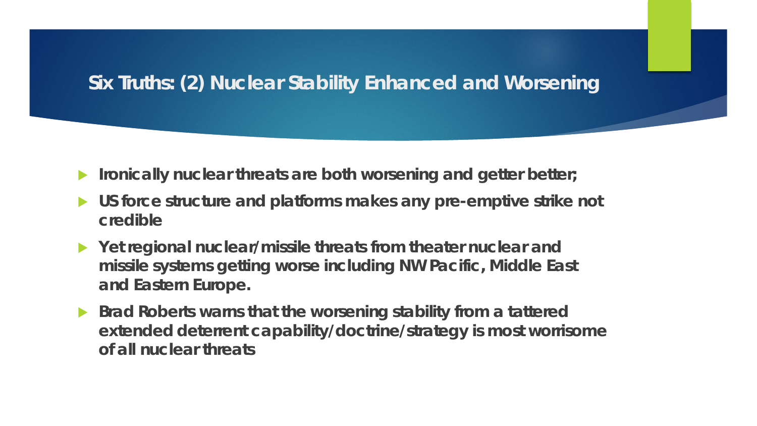## Six Truths: (2) Nuclear Stability Enhanced and Worsening

- **Ironically nuclear threats are both worsening and getter better;**
- **US force structure and platforms makes any pre-emptive strike not credible**
- **Yet regional nuclear/missile threats from theater nuclear and missile systems getting worse including NW Pacific, Middle East and Eastern Europe.**
- **Brad Roberts warns that the worsening stability from a tattered extended deterrent capability/doctrine/strategy is most worrisome of all nuclear threats**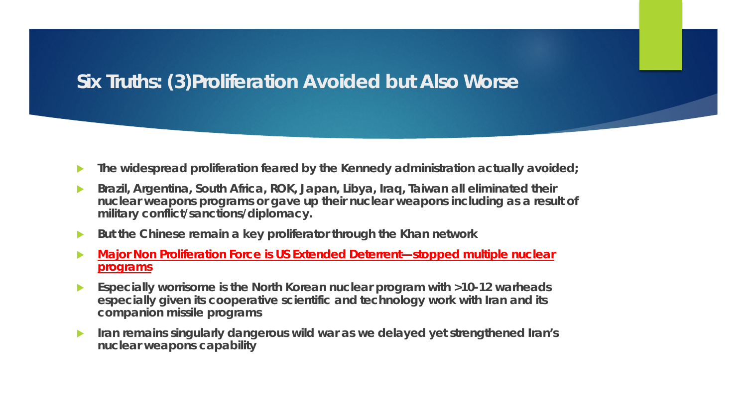# Six Truths: (3)Proliferation Avoided but Also Worse

- **The widespread proliferation feared by the Kennedy administration actually avoided;**
- **Brazil, Argentina, South Africa, ROK, Japan, Libya, Iraq, Taiwan all eliminated their nuclear weapons programs or gave up their nuclear weapons including as a result of military conflict/sanctions/diplomacy.**
- **But the Chinese remain a key proliferator through the Khan network**
- **Major Non Proliferation Force is US Extended Deterrent—stopped multiple nuclear programs**
- **Especially worrisome is the North Korean nuclear program with >10-12 warheads especially given its cooperative scientific and technology work with Iran and its companion missile programs**
- **Iran remains singularly dangerous wild war as we delayed yet strengthened Iran's nuclear weapons capability**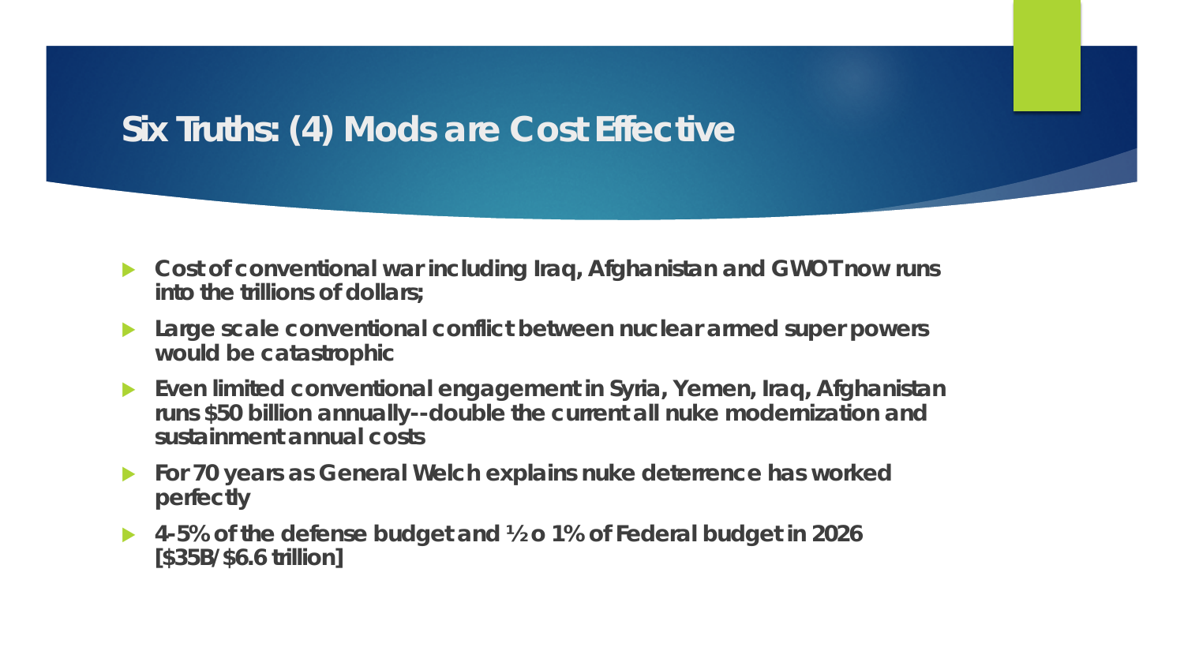# Six Truths: (4) Mods are Cost Effective

- **Cost of conventional war including Iraq, Afghanistan and GWOT now runs into the trillions of dollars;**
- **Large scale conventional conflict between nuclear armed super powers would be catastrophic**
- **Even limited conventional engagement in Syria, Yemen, Iraq, Afghanistan runs $50 billion annually--double the current all nuke modernization and sustainment annual costs**
- **For 70 years as General Welch explains nuke deterrence has worked perfectly**
- **4-5% of the defense budget and ½ o 1% of Federal budget in 2026 [$35B/$6.6 trillion]**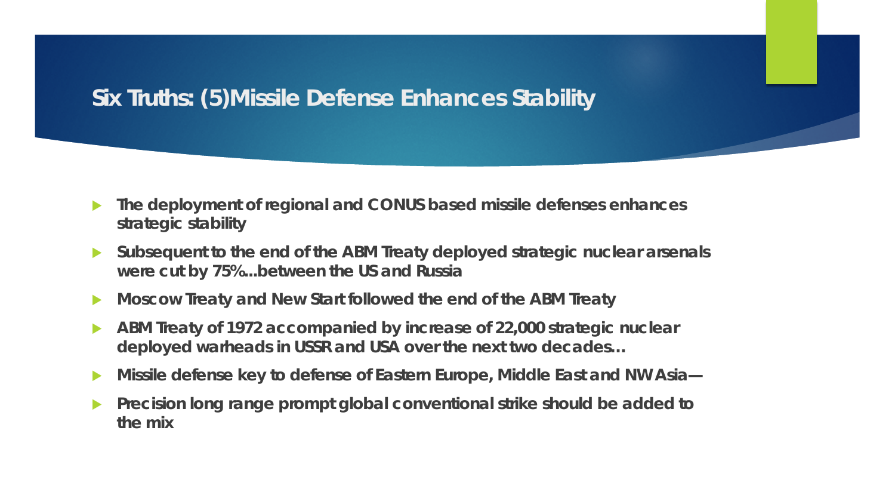# Six Truths: (5)Missile Defense Enhances Stability

- **The deployment of regional and CONUS based missile defenses enhances strategic stability**
- **Subsequent to the end of the ABM Treaty deployed strategic nuclear arsenals were cut by 75%...between the US and Russia**
- **Moscow Treaty and New Start followed the end of the ABM Treaty**
- **ABM Treaty of 1972 accompanied by increase of 22,000 strategic nuclear deployed warheads in USSR and USA over the next two decades…**
- **Missile defense key to defense of Eastern Europe, Middle East and NW Asia—**
- **Precision long range prompt global conventional strike should be added to the mix**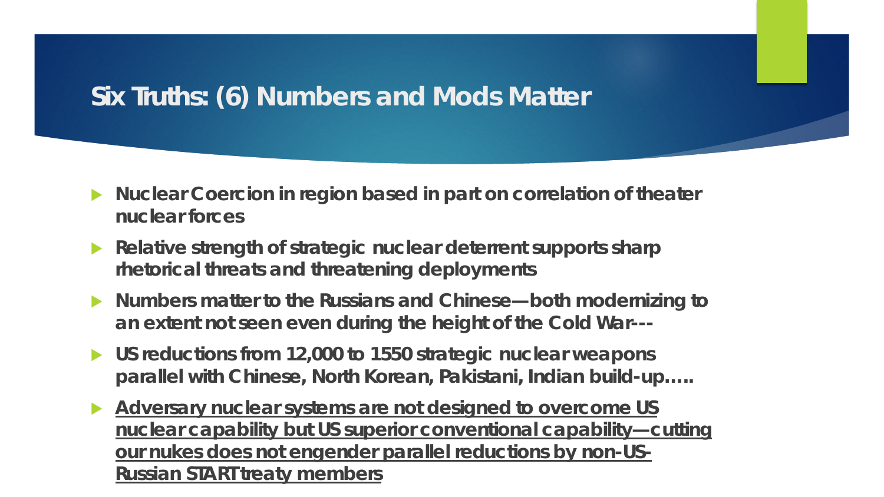# Six Truths: (6) Numbers and Mods Matter

- **Nuclear Coercion in region based in part on correlation of theater nuclear forces**
- **Relative strength of strategic nuclear deterrent supports sharp rhetorical threats and threatening deployments**
- **Numbers matter to the Russians and Chinese—both modernizing to an extent not seen even during the height of the Cold War---**
- **US reductions from 12,000 to 1550 strategic nuclear weapons parallel with Chinese, North Korean, Pakistani, Indian build-up…..**
- <u>**Adversary nuclear systems are not designed to overcome US nuclear capability but US superior conventional capability—cutting our nukes does not engender parallel reductions by non-US-Russian START treaty members**</u>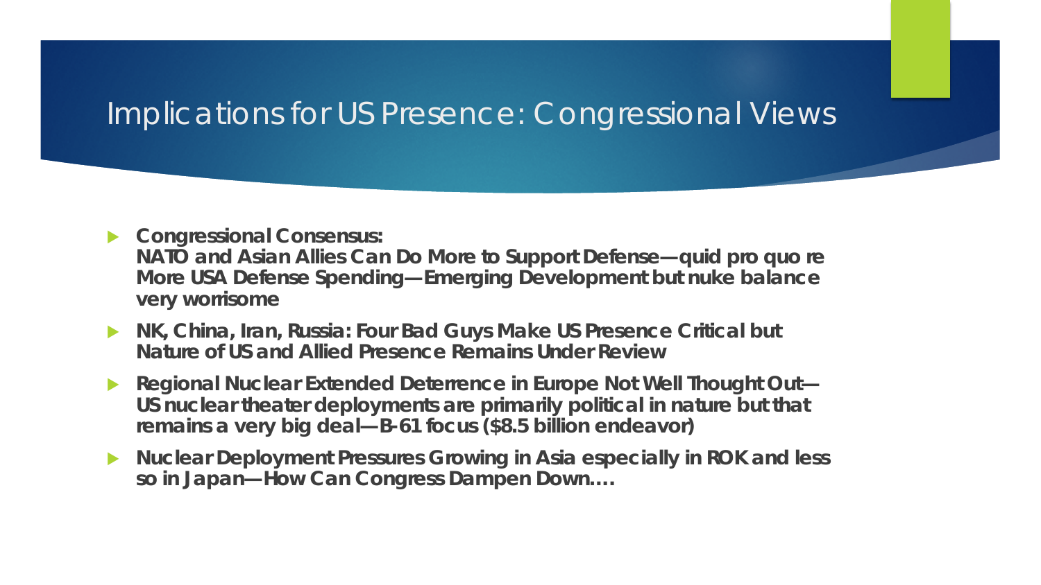# Implications for US Presence: Congressional Views

- **Congressional Consensus:**
  **NATO and Asian Allies Can Do More to Support Defense—quid pro quo re More USA Defense Spending—Emerging Development but nuke balance very worrisome**
- **NK, China, Iran, Russia: Four Bad Guys Make US Presence Critical but Nature of US and Allied Presence Remains Under Review**
- **Regional Nuclear Extended Deterrence in Europe Not Well Thought Out—US nuclear theater deployments are primarily political in nature but that remains a very big deal—B-61 focus ($8.5 billion endeavor)**
- **Nuclear Deployment Pressures Growing in Asia especially in ROK and less so in Japan—How Can Congress Dampen Down….**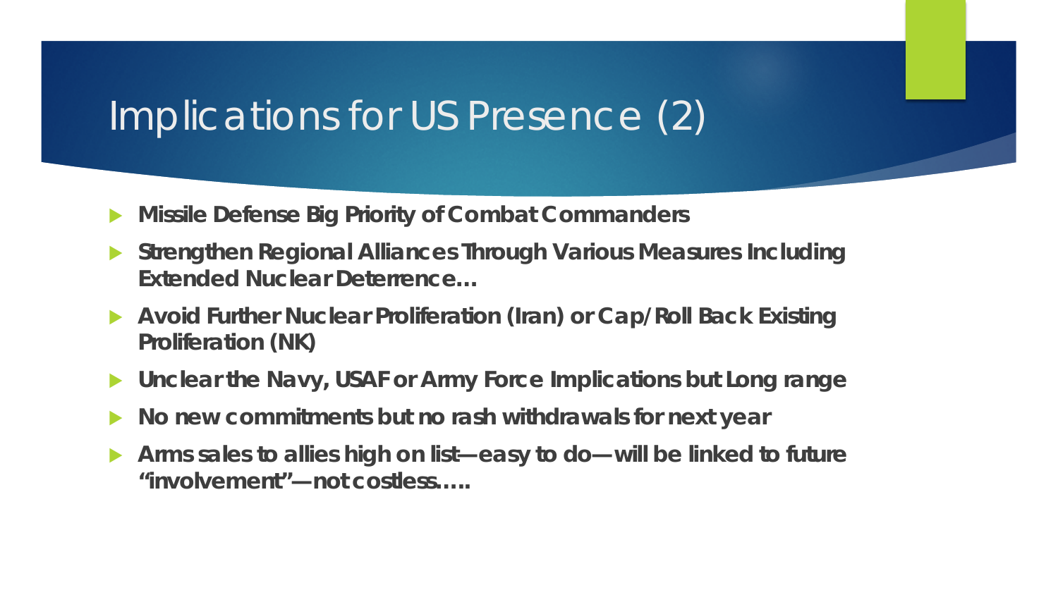# Implications for US Presence (2)

- **Missile Defense Big Priority of Combat Commanders**
- **Strengthen Regional Alliances Through Various Measures Including Extended Nuclear Deterrence…**
- **Avoid Further Nuclear Proliferation (Iran) or Cap/Roll Back Existing Proliferation (NK)**
- **Unclear the Navy, USAF or Army Force Implications but Long range**
- **No new commitments but no rash withdrawals for next year**
- **Arms sales to allies high on list—easy to do—will be linked to future "involvement"—not costless…..**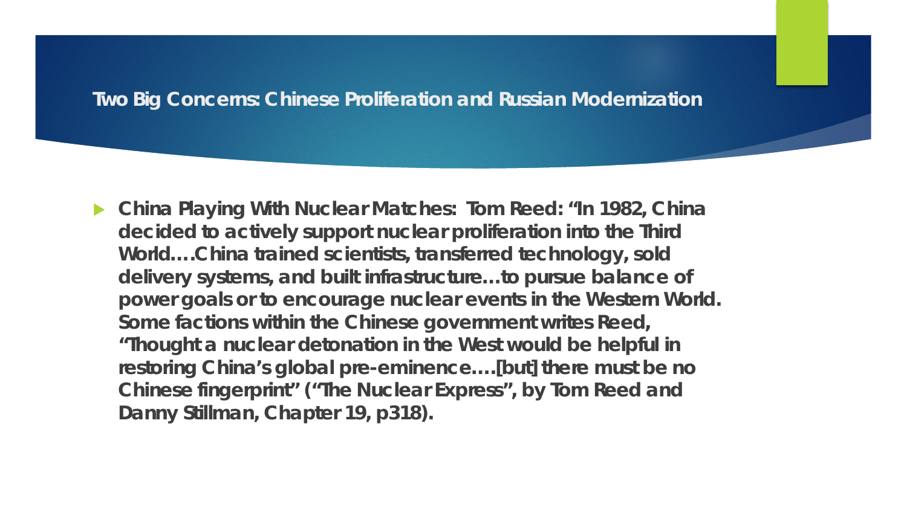## Two Big Concerns: Chinese Proliferation and Russian Modernization

- **China Playing With Nuclear Matches: Tom Reed: "In 1982, China decided to actively support nuclear proliferation into the Third World….China trained scientists, transferred technology, sold delivery systems, and built infrastructure…to pursue balance of power goals or to encourage nuclear events in the Western World. Some factions within the Chinese government writes Reed, "Thought a nuclear detonation in the West would be helpful in restoring China's global pre-eminence….[but] there must be no Chinese fingerprint" ("The Nuclear Express", by Tom Reed and Danny Stillman, Chapter 19, p318).**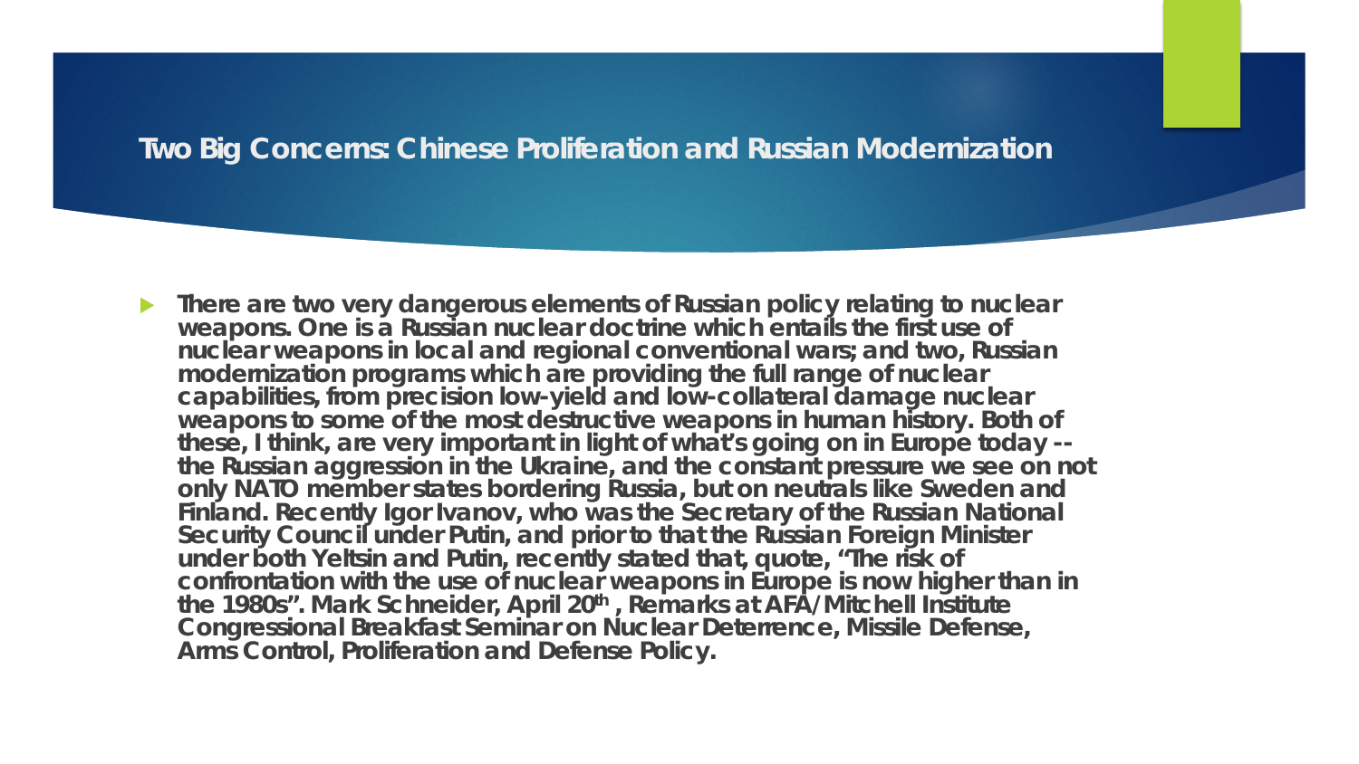## Two Big Concerns: Chinese Proliferation and Russian Modernization

- There are two very dangerous elements of Russian policy relating to nuclear weapons. One is a Russian nuclear doctrine which entails the first use of nuclear weapons in local and regional conventional wars; and two, Russian modernization programs which are providing the full range of nuclear capabilities, from precision low-yield and low-collateral damage nuclear weapons to some of the most destructive weapons in human history. Both of these, I think, are very important in light of what's going on in Europe today -- the Russian aggression in the Ukraine, and the constant pressure we see on not only NATO member states bordering Russia, but on neutrals like Sweden and Finland. Recently Igor Ivanov, who was the Secretary of the Russian National Security Council under Putin, and prior to that the Russian Foreign Minister under both Yeltsin and Putin, recently stated that, quote, "The risk of confrontation with the use of nuclear weapons in Europe is now higher than in the 1980s". Mark Schneider, April 20th , Remarks at AFA/Mitchell Institute Congressional Breakfast Seminar on Nuclear Deterrence, Missile Defense, Arms Control, Proliferation and Defense Policy.